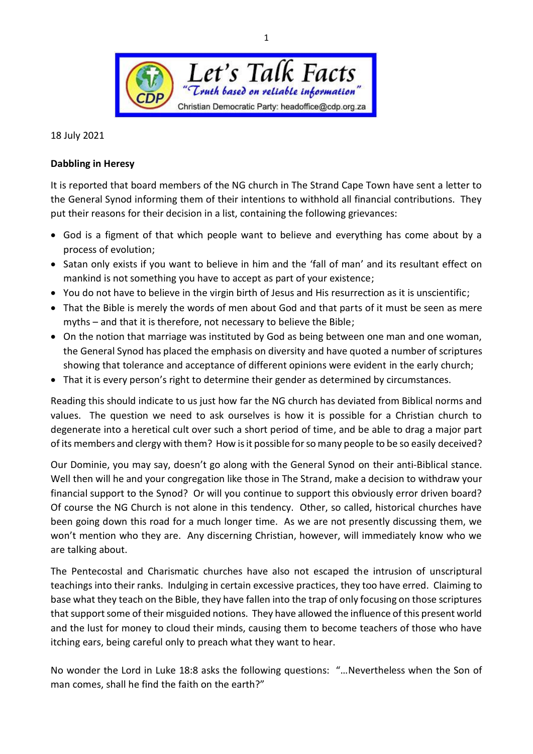Let's Talk Facts

"Truth based on reliable information"

Christian Democratic Party: headoffice@cdp.org.za

18 July 2021

**Dabbling in Heresy**

It is reported that board members of the NG church in The Strand Cape Town have sent a letter to the General Synod informing them of their intentions to withhold all financial contributions. They put their reasons for their decision in a list, containing the following grievances:

- God is a figment of that which people want to believe and everything has come about by a process of evolution;
- Satan only exists if you want to believe in him and the 'fall of man' and its resultant effect on mankind is not something you have to accept as part of your existence;
- You do not have to believe in the virgin birth of Jesus and His resurrection as it is unscientific;
- That the Bible is merely the words of men about God and that parts of it must be seen as mere myths – and that it is therefore, not necessary to believe the Bible;
- On the notion that marriage was instituted by God as being between one man and one woman, the General Synod has placed the emphasis on diversity and have quoted a number of scriptures showing that tolerance and acceptance of different opinions were evident in the early church;
- That it is every person's right to determine their gender as determined by circumstances.

Reading this should indicate to us just how far the NG church has deviated from Biblical norms and values. The question we need to ask ourselves is how it is possible for a Christian church to degenerate into a heretical cult over such a short period of time, and be able to drag a major part of its members and clergy with them? How is it possible for so many people to be so easily deceived?

Our Dominie, you may say, doesn't go along with the General Synod on their anti-Biblical stance. Well then will he and your congregation like those in The Strand, make a decision to withdraw your financial support to the Synod? Or will you continue to support this obviously error driven board? Of course the NG Church is not alone in this tendency. Other, so called, historical churches have been going down this road for a much longer time. As we are not presently discussing them, we won't mention who they are. Any discerning Christian, however, will immediately know who we are talking about.

The Pentecostal and Charismatic churches have also not escaped the intrusion of unscriptural teachings into their ranks. Indulging in certain excessive practices, they too have erred. Claiming to base what they teach on the Bible, they have fallen into the trap of only focusing on those scriptures that support some of their misguided notions. They have allowed the influence of this present world and the lust for money to cloud their minds, causing them to become teachers of those who have itching ears, being careful only to preach what they want to hear.

No wonder the Lord in Luke 18:8 asks the following questions: "…Nevertheless when the Son of man comes, shall he find the faith on the earth?"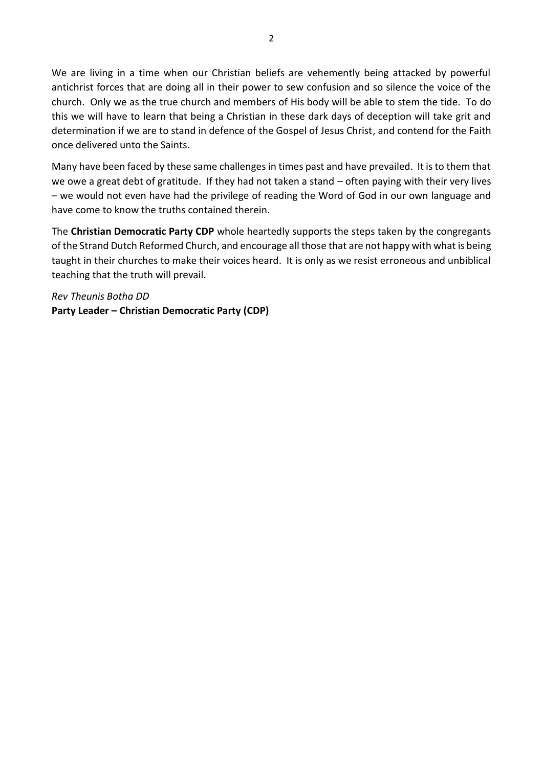We are living in a time when our Christian beliefs are vehemently being attacked by powerful antichrist forces that are doing all in their power to sew confusion and so silence the voice of the church. Only we as the true church and members of His body will be able to stem the tide. To do this we will have to learn that being a Christian in these dark days of deception will take grit and determination if we are to stand in defence of the Gospel of Jesus Christ, and contend for the Faith once delivered unto the Saints.

Many have been faced by these same challenges in times past and have prevailed. It is to them that we owe a great debt of gratitude. If they had not taken a stand – often paying with their very lives – we would not even have had the privilege of reading the Word of God in our own language and have come to know the truths contained therein.

The **Christian Democratic Party CDP** whole heartedly supports the steps taken by the congregants of the Strand Dutch Reformed Church, and encourage all those that are not happy with what is being taught in their churches to make their voices heard. It is only as we resist erroneous and unbiblical teaching that the truth will prevail.

*Rev Theunis Botha DD*
**Party Leader – Christian Democratic Party (CDP)**